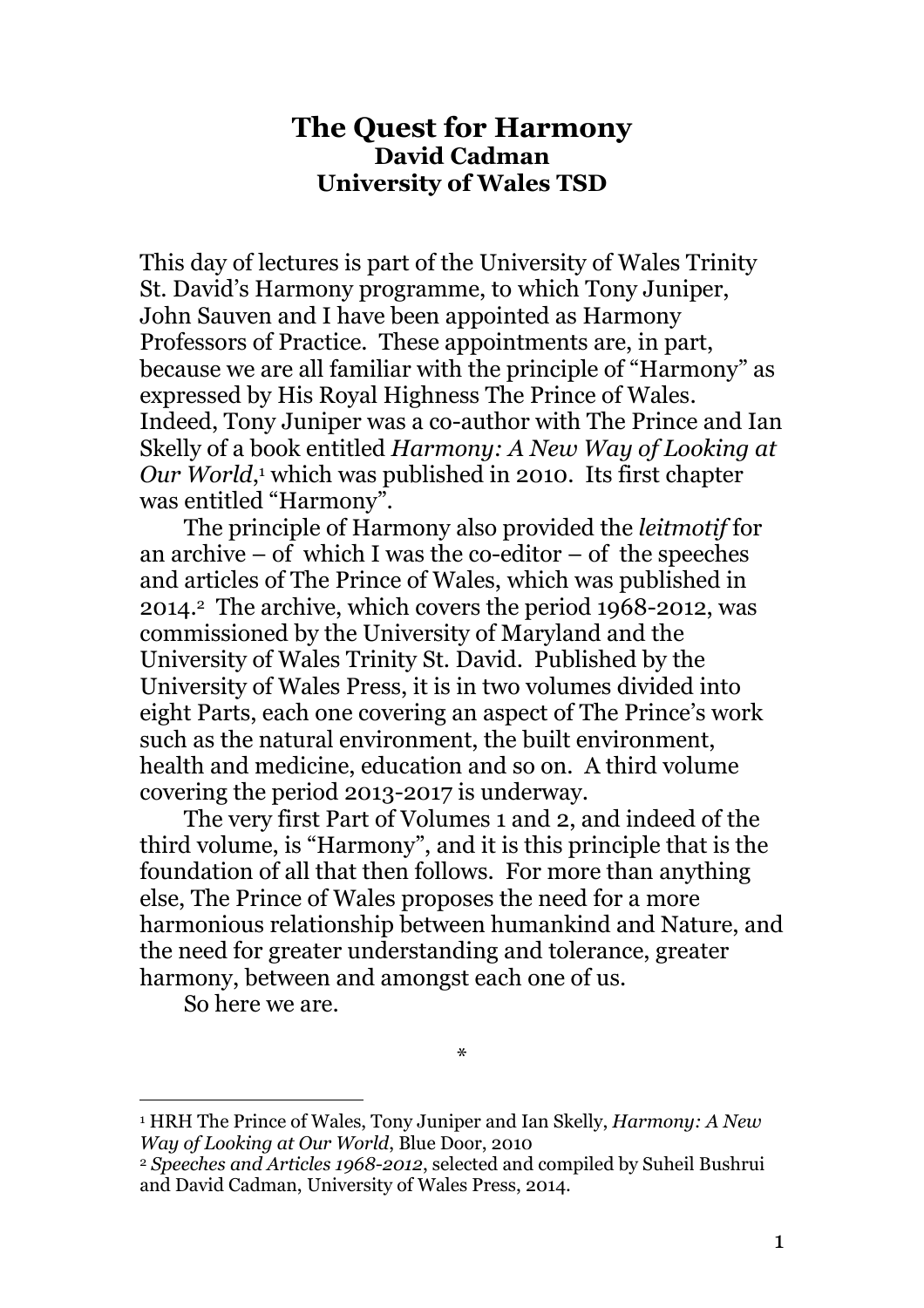# The Quest for Harmony

**David Cadman**

**University of Wales TSD**

This day of lectures is part of the University of Wales Trinity St. David's Harmony programme, to which Tony Juniper, John Sauven and I have been appointed as Harmony Professors of Practice. These appointments are, in part, because we are all familiar with the principle of "Harmony" as expressed by His Royal Highness The Prince of Wales. Indeed, Tony Juniper was a co-author with The Prince and Ian Skelly of a book entitled *Harmony: A New Way of Looking at Our World*,[1] which was published in 2010. Its first chapter was entitled "Harmony".

The principle of Harmony also provided the *leitmotif* for an archive – of which I was the co-editor – of the speeches and articles of The Prince of Wales, which was published in 2014.[2] The archive, which covers the period 1968-2012, was commissioned by the University of Maryland and the University of Wales Trinity St. David. Published by the University of Wales Press, it is in two volumes divided into eight Parts, each one covering an aspect of The Prince's work such as the natural environment, the built environment, health and medicine, education and so on. A third volume covering the period 2013-2017 is underway.

The very first Part of Volumes 1 and 2, and indeed of the third volume, is "Harmony", and it is this principle that is the foundation of all that then follows. For more than anything else, The Prince of Wales proposes the need for a more harmonious relationship between humankind and Nature, and the need for greater understanding and tolerance, greater harmony, between and amongst each one of us.

So here we are.

*

---

[1] HRH The Prince of Wales, Tony Juniper and Ian Skelly, *Harmony: A New Way of Looking at Our World*, Blue Door, 2010

[2] *Speeches and Articles 1968-2012*, selected and compiled by Suheil Bushrui and David Cadman, University of Wales Press, 2014.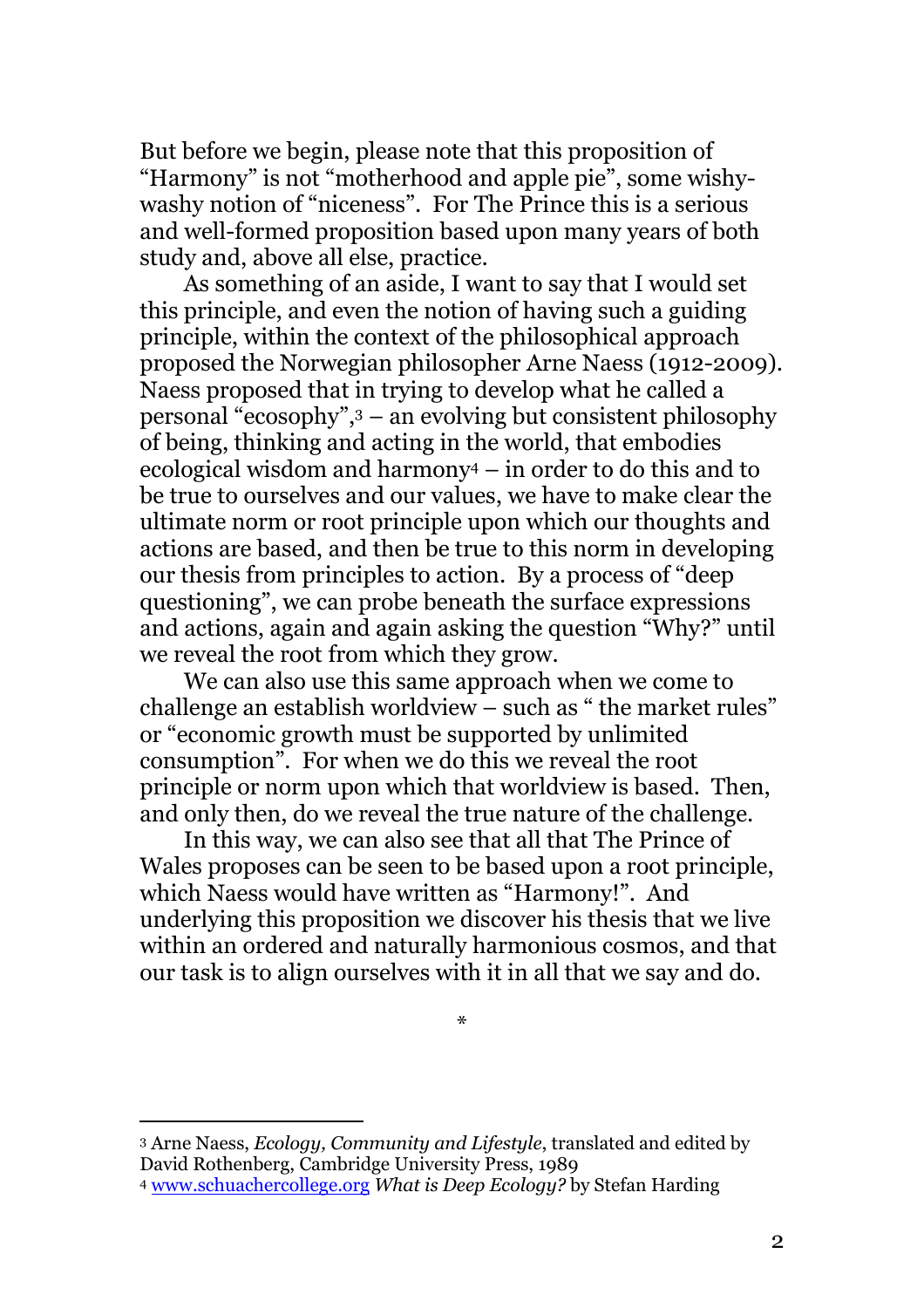But before we begin, please note that this proposition of "Harmony" is not "motherhood and apple pie", some wishy-washy notion of "niceness". For The Prince this is a serious and well-formed proposition based upon many years of both study and, above all else, practice.

As something of an aside, I want to say that I would set this principle, and even the notion of having such a guiding principle, within the context of the philosophical approach proposed the Norwegian philosopher Arne Naess (1912-2009). Naess proposed that in trying to develop what he called a personal "ecosophy",[3] – an evolving but consistent philosophy of being, thinking and acting in the world, that embodies ecological wisdom and harmony[4] – in order to do this and to be true to ourselves and our values, we have to make clear the ultimate norm or root principle upon which our thoughts and actions are based, and then be true to this norm in developing our thesis from principles to action. By a process of "deep questioning", we can probe beneath the surface expressions and actions, again and again asking the question "Why?" until we reveal the root from which they grow.

We can also use this same approach when we come to challenge an establish worldview – such as " the market rules" or "economic growth must be supported by unlimited consumption". For when we do this we reveal the root principle or norm upon which that worldview is based. Then, and only then, do we reveal the true nature of the challenge.

In this way, we can also see that all that The Prince of Wales proposes can be seen to be based upon a root principle, which Naess would have written as "Harmony!". And underlying this proposition we discover his thesis that we live within an ordered and naturally harmonious cosmos, and that our task is to align ourselves with it in all that we say and do.

\*

---

[3] Arne Naess, *Ecology, Community and Lifestyle*, translated and edited by David Rothenberg, Cambridge University Press, 1989

[4] www.schuachercollege.org *What is Deep Ecology?* by Stefan Harding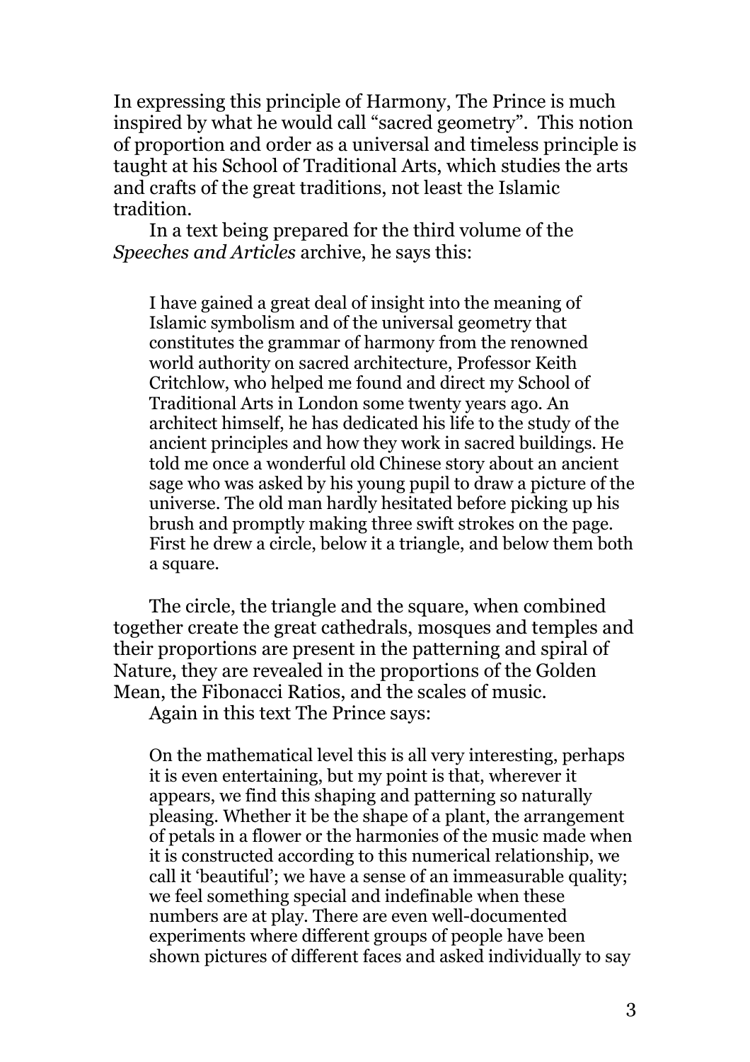In expressing this principle of Harmony, The Prince is much inspired by what he would call "sacred geometry". This notion of proportion and order as a universal and timeless principle is taught at his School of Traditional Arts, which studies the arts and crafts of the great traditions, not least the Islamic tradition.

In a text being prepared for the third volume of the *Speeches and Articles* archive, he says this:

> I have gained a great deal of insight into the meaning of Islamic symbolism and of the universal geometry that constitutes the grammar of harmony from the renowned world authority on sacred architecture, Professor Keith Critchlow, who helped me found and direct my School of Traditional Arts in London some twenty years ago. An architect himself, he has dedicated his life to the study of the ancient principles and how they work in sacred buildings. He told me once a wonderful old Chinese story about an ancient sage who was asked by his young pupil to draw a picture of the universe. The old man hardly hesitated before picking up his brush and promptly making three swift strokes on the page. First he drew a circle, below it a triangle, and below them both a square.

The circle, the triangle and the square, when combined together create the great cathedrals, mosques and temples and their proportions are present in the patterning and spiral of Nature, they are revealed in the proportions of the Golden Mean, the Fibonacci Ratios, and the scales of music.

Again in this text The Prince says:

> On the mathematical level this is all very interesting, perhaps it is even entertaining, but my point is that, wherever it appears, we find this shaping and patterning so naturally pleasing. Whether it be the shape of a plant, the arrangement of petals in a flower or the harmonies of the music made when it is constructed according to this numerical relationship, we call it 'beautiful'; we have a sense of an immeasurable quality; we feel something special and indefinable when these numbers are at play. There are even well-documented experiments where different groups of people have been shown pictures of different faces and asked individually to say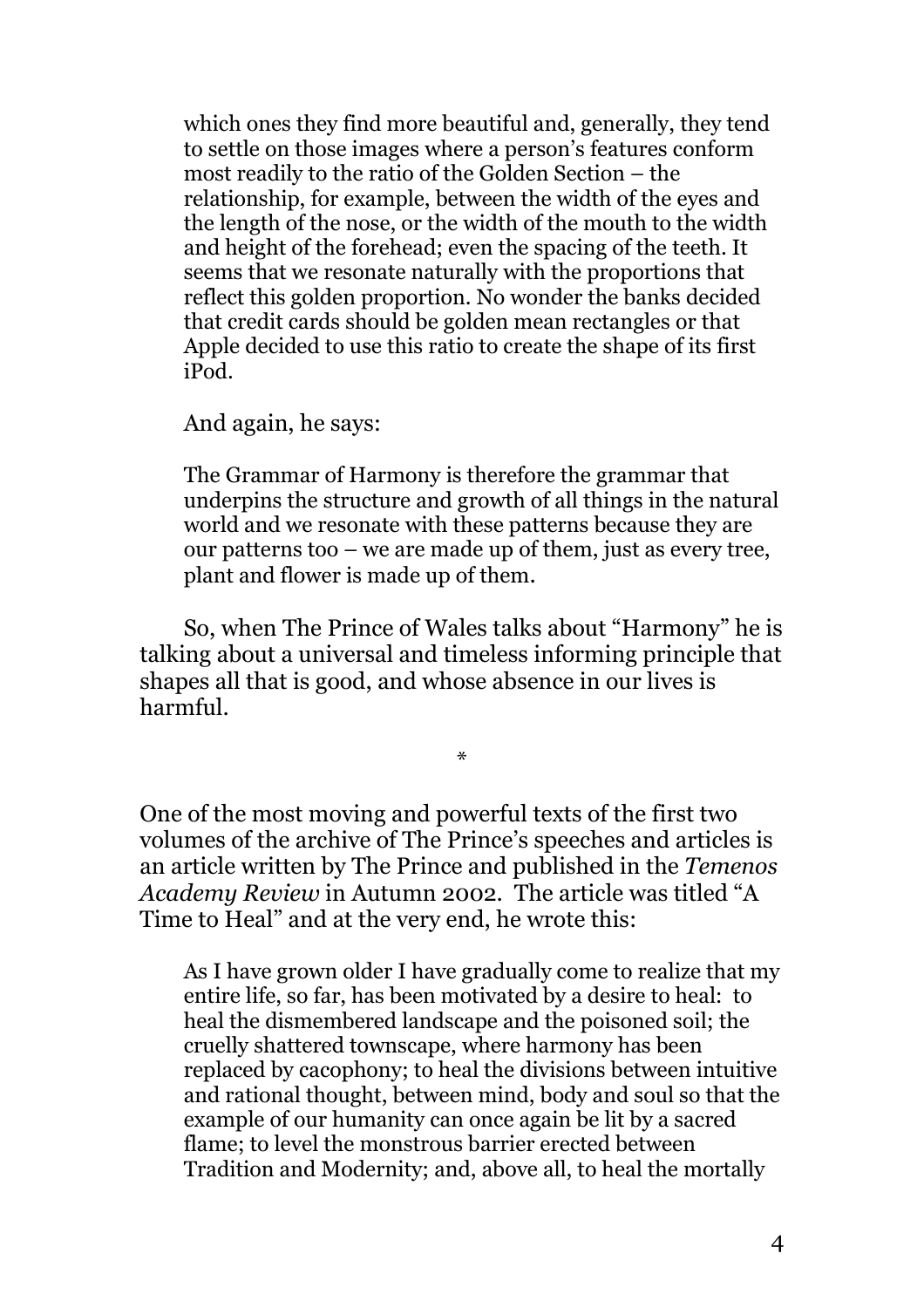> which ones they find more beautiful and, generally, they tend to settle on those images where a person's features conform most readily to the ratio of the Golden Section – the relationship, for example, between the width of the eyes and the length of the nose, or the width of the mouth to the width and height of the forehead; even the spacing of the teeth. It seems that we resonate naturally with the proportions that reflect this golden proportion. No wonder the banks decided that credit cards should be golden mean rectangles or that Apple decided to use this ratio to create the shape of its first iPod.

And again, he says:

> The Grammar of Harmony is therefore the grammar that underpins the structure and growth of all things in the natural world and we resonate with these patterns because they are our patterns too – we are made up of them, just as every tree, plant and flower is made up of them.

So, when The Prince of Wales talks about "Harmony" he is talking about a universal and timeless informing principle that shapes all that is good, and whose absence in our lives is harmful.

*

One of the most moving and powerful texts of the first two volumes of the archive of The Prince's speeches and articles is an article written by The Prince and published in the *Temenos Academy Review* in Autumn 2002. The article was titled "A Time to Heal" and at the very end, he wrote this:

> As I have grown older I have gradually come to realize that my entire life, so far, has been motivated by a desire to heal: to heal the dismembered landscape and the poisoned soil; the cruelly shattered townscape, where harmony has been replaced by cacophony; to heal the divisions between intuitive and rational thought, between mind, body and soul so that the example of our humanity can once again be lit by a sacred flame; to level the monstrous barrier erected between Tradition and Modernity; and, above all, to heal the mortally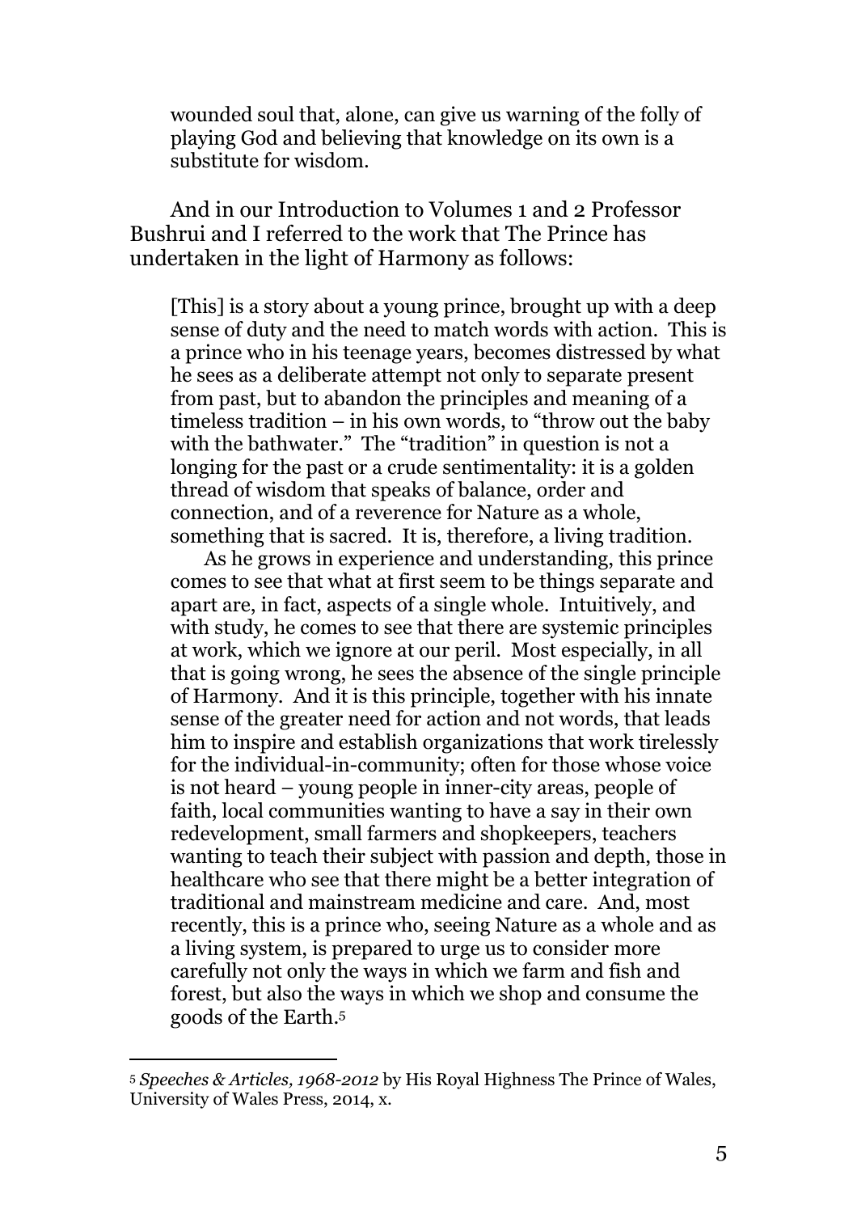> wounded soul that, alone, can give us warning of the folly of playing God and believing that knowledge on its own is a substitute for wisdom.

And in our Introduction to Volumes 1 and 2 Professor Bushrui and I referred to the work that The Prince has undertaken in the light of Harmony as follows:

> [This] is a story about a young prince, brought up with a deep sense of duty and the need to match words with action. This is a prince who in his teenage years, becomes distressed by what he sees as a deliberate attempt not only to separate present from past, but to abandon the principles and meaning of a timeless tradition – in his own words, to "throw out the baby with the bathwater." The "tradition" in question is not a longing for the past or a crude sentimentality: it is a golden thread of wisdom that speaks of balance, order and connection, and of a reverence for Nature as a whole, something that is sacred. It is, therefore, a living tradition.
>
> As he grows in experience and understanding, this prince comes to see that what at first seem to be things separate and apart are, in fact, aspects of a single whole. Intuitively, and with study, he comes to see that there are systemic principles at work, which we ignore at our peril. Most especially, in all that is going wrong, he sees the absence of the single principle of Harmony. And it is this principle, together with his innate sense of the greater need for action and not words, that leads him to inspire and establish organizations that work tirelessly for the individual-in-community; often for those whose voice is not heard – young people in inner-city areas, people of faith, local communities wanting to have a say in their own redevelopment, small farmers and shopkeepers, teachers wanting to teach their subject with passion and depth, those in healthcare who see that there might be a better integration of traditional and mainstream medicine and care. And, most recently, this is a prince who, seeing Nature as a whole and as a living system, is prepared to urge us to consider more carefully not only the ways in which we farm and fish and forest, but also the ways in which we shop and consume the goods of the Earth.[5]

---

[5] *Speeches & Articles, 1968-2012* by His Royal Highness The Prince of Wales, University of Wales Press, 2014, x.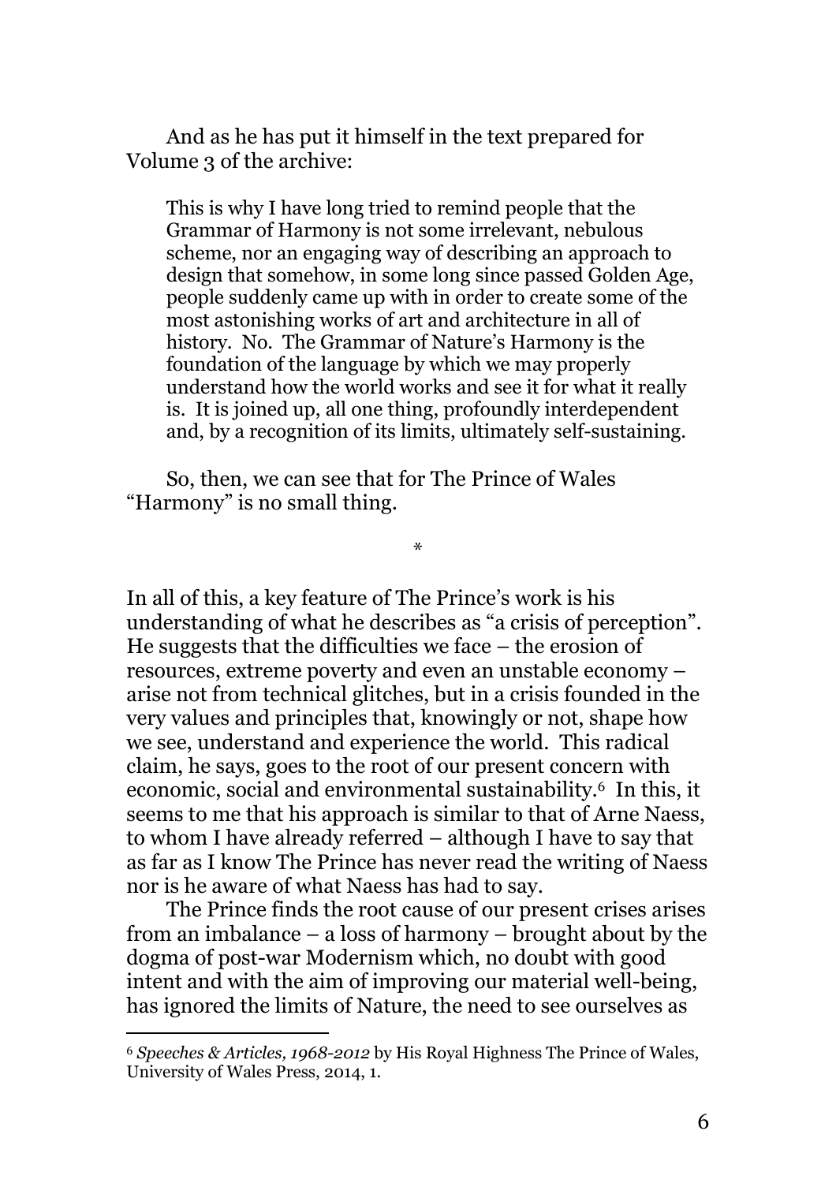And as he has put it himself in the text prepared for Volume 3 of the archive:

> This is why I have long tried to remind people that the Grammar of Harmony is not some irrelevant, nebulous scheme, nor an engaging way of describing an approach to design that somehow, in some long since passed Golden Age, people suddenly came up with in order to create some of the most astonishing works of art and architecture in all of history. No. The Grammar of Nature's Harmony is the foundation of the language by which we may properly understand how the world works and see it for what it really is. It is joined up, all one thing, profoundly interdependent and, by a recognition of its limits, ultimately self-sustaining.

So, then, we can see that for The Prince of Wales "Harmony" is no small thing.

*

In all of this, a key feature of The Prince's work is his understanding of what he describes as "a crisis of perception". He suggests that the difficulties we face – the erosion of resources, extreme poverty and even an unstable economy – arise not from technical glitches, but in a crisis founded in the very values and principles that, knowingly or not, shape how we see, understand and experience the world. This radical claim, he says, goes to the root of our present concern with economic, social and environmental sustainability.[6] In this, it seems to me that his approach is similar to that of Arne Naess, to whom I have already referred – although I have to say that as far as I know The Prince has never read the writing of Naess nor is he aware of what Naess has had to say.

The Prince finds the root cause of our present crises arises from an imbalance – a loss of harmony – brought about by the dogma of post-war Modernism which, no doubt with good intent and with the aim of improving our material well-being, has ignored the limits of Nature, the need to see ourselves as

---

[6] *Speeches & Articles, 1968-2012* by His Royal Highness The Prince of Wales, University of Wales Press, 2014, 1.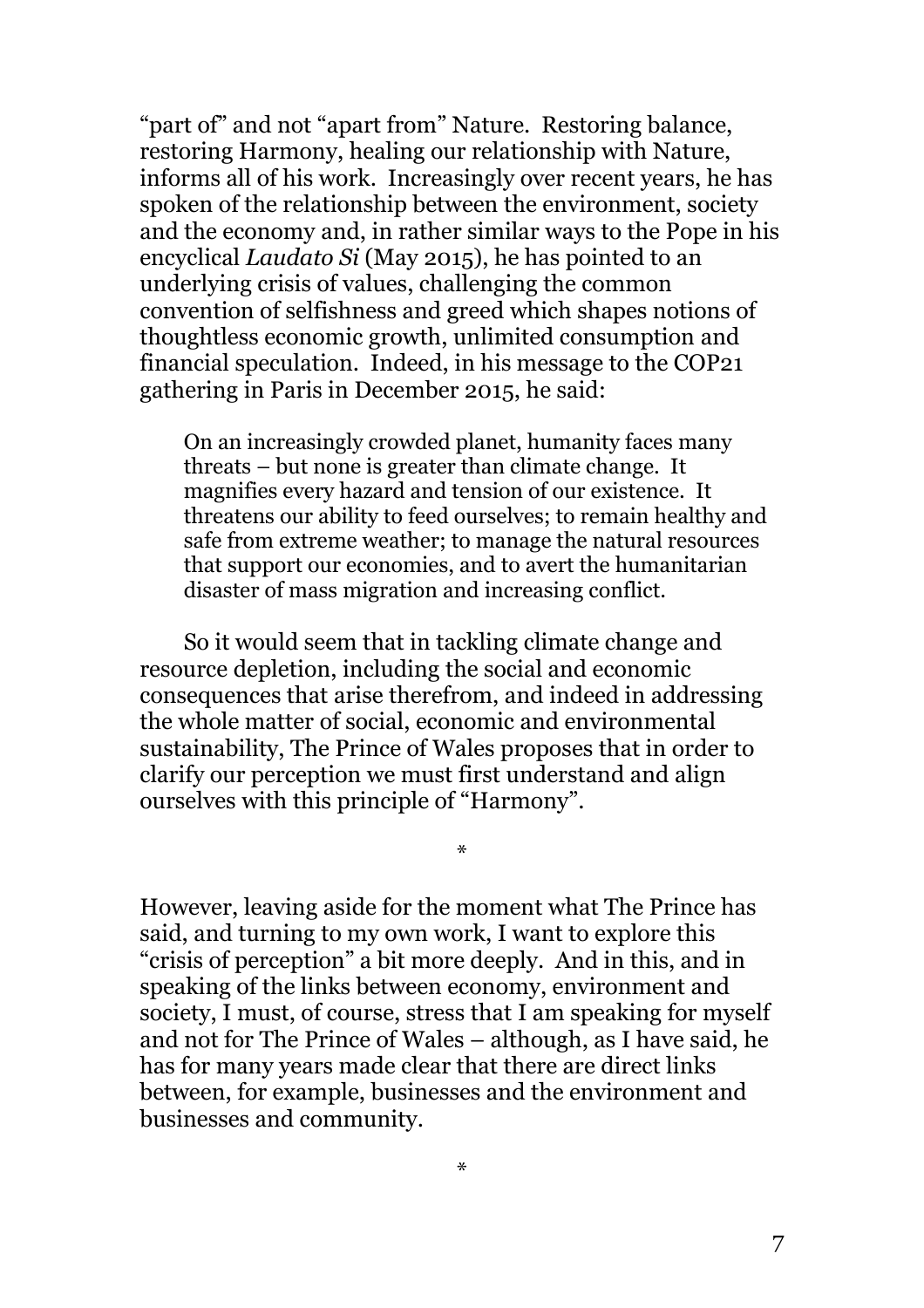"part of" and not "apart from" Nature. Restoring balance, restoring Harmony, healing our relationship with Nature, informs all of his work. Increasingly over recent years, he has spoken of the relationship between the environment, society and the economy and, in rather similar ways to the Pope in his encyclical *Laudato Si* (May 2015), he has pointed to an underlying crisis of values, challenging the common convention of selfishness and greed which shapes notions of thoughtless economic growth, unlimited consumption and financial speculation. Indeed, in his message to the COP21 gathering in Paris in December 2015, he said:

> On an increasingly crowded planet, humanity faces many threats – but none is greater than climate change. It magnifies every hazard and tension of our existence. It threatens our ability to feed ourselves; to remain healthy and safe from extreme weather; to manage the natural resources that support our economies, and to avert the humanitarian disaster of mass migration and increasing conflict.

So it would seem that in tackling climate change and resource depletion, including the social and economic consequences that arise therefrom, and indeed in addressing the whole matter of social, economic and environmental sustainability, The Prince of Wales proposes that in order to clarify our perception we must first understand and align ourselves with this principle of "Harmony".

*

However, leaving aside for the moment what The Prince has said, and turning to my own work, I want to explore this "crisis of perception" a bit more deeply. And in this, and in speaking of the links between economy, environment and society, I must, of course, stress that I am speaking for myself and not for The Prince of Wales – although, as I have said, he has for many years made clear that there are direct links between, for example, businesses and the environment and businesses and community.

*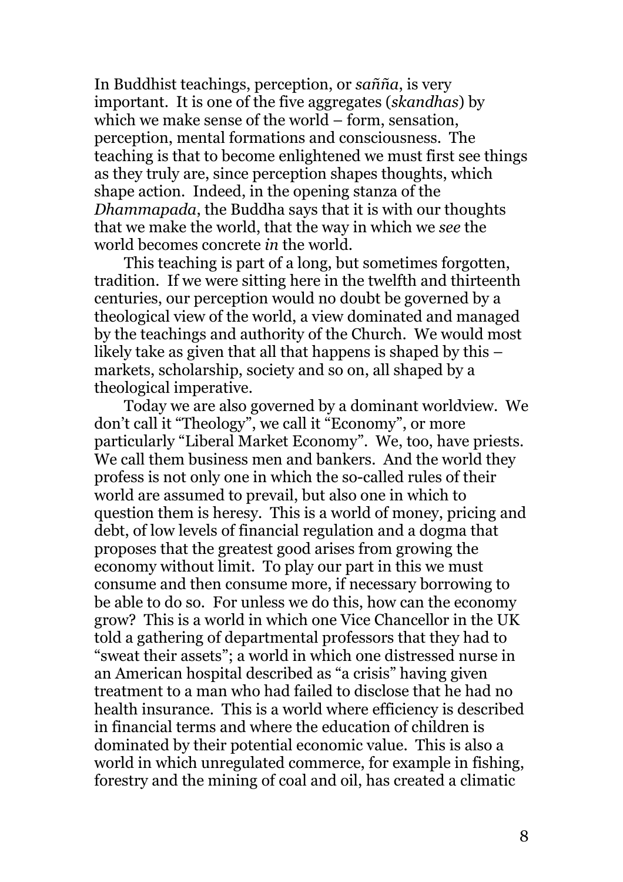In Buddhist teachings, perception, or *sañña*, is very important. It is one of the five aggregates (*skandhas*) by which we make sense of the world – form, sensation, perception, mental formations and consciousness. The teaching is that to become enlightened we must first see things as they truly are, since perception shapes thoughts, which shape action. Indeed, in the opening stanza of the *Dhammapada*, the Buddha says that it is with our thoughts that we make the world, that the way in which we *see* the world becomes concrete *in* the world.

This teaching is part of a long, but sometimes forgotten, tradition. If we were sitting here in the twelfth and thirteenth centuries, our perception would no doubt be governed by a theological view of the world, a view dominated and managed by the teachings and authority of the Church. We would most likely take as given that all that happens is shaped by this – markets, scholarship, society and so on, all shaped by a theological imperative.

Today we are also governed by a dominant worldview. We don't call it "Theology", we call it "Economy", or more particularly "Liberal Market Economy". We, too, have priests. We call them business men and bankers. And the world they profess is not only one in which the so-called rules of their world are assumed to prevail, but also one in which to question them is heresy. This is a world of money, pricing and debt, of low levels of financial regulation and a dogma that proposes that the greatest good arises from growing the economy without limit. To play our part in this we must consume and then consume more, if necessary borrowing to be able to do so. For unless we do this, how can the economy grow? This is a world in which one Vice Chancellor in the UK told a gathering of departmental professors that they had to "sweat their assets"; a world in which one distressed nurse in an American hospital described as "a crisis" having given treatment to a man who had failed to disclose that he had no health insurance. This is a world where efficiency is described in financial terms and where the education of children is dominated by their potential economic value. This is also a world in which unregulated commerce, for example in fishing, forestry and the mining of coal and oil, has created a climatic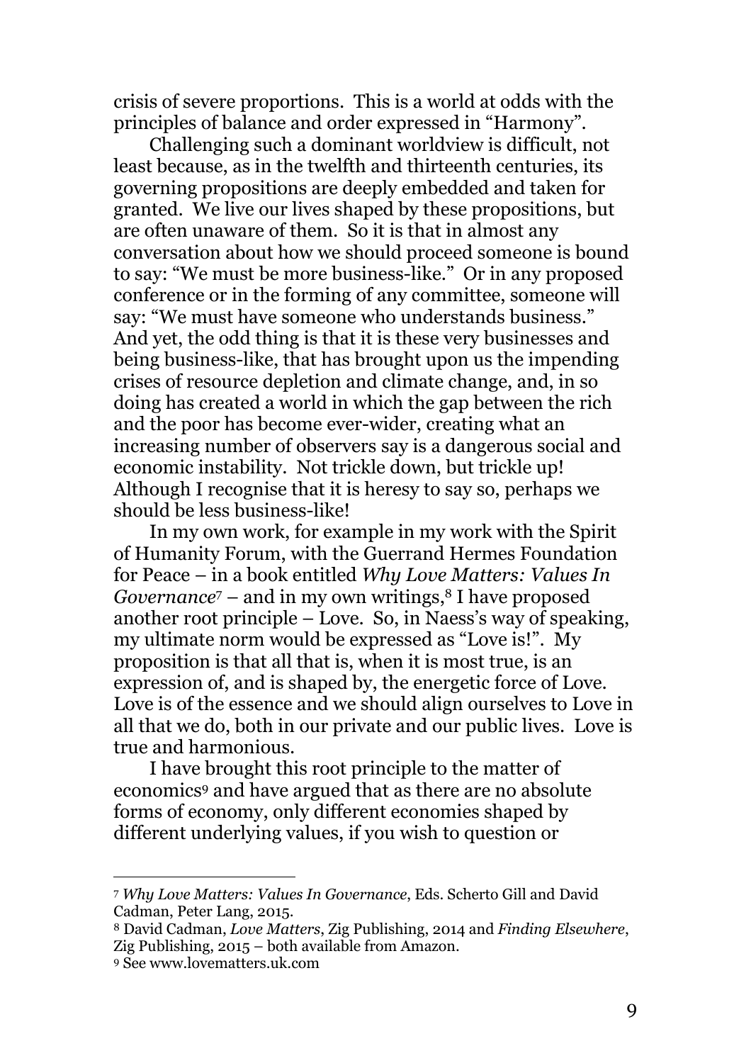crisis of severe proportions. This is a world at odds with the principles of balance and order expressed in "Harmony".

Challenging such a dominant worldview is difficult, not least because, as in the twelfth and thirteenth centuries, its governing propositions are deeply embedded and taken for granted. We live our lives shaped by these propositions, but are often unaware of them. So it is that in almost any conversation about how we should proceed someone is bound to say: "We must be more business-like." Or in any proposed conference or in the forming of any committee, someone will say: "We must have someone who understands business." And yet, the odd thing is that it is these very businesses and being business-like, that has brought upon us the impending crises of resource depletion and climate change, and, in so doing has created a world in which the gap between the rich and the poor has become ever-wider, creating what an increasing number of observers say is a dangerous social and economic instability. Not trickle down, but trickle up! Although I recognise that it is heresy to say so, perhaps we should be less business-like!

In my own work, for example in my work with the Spirit of Humanity Forum, with the Guerrand Hermes Foundation for Peace – in a book entitled *Why Love Matters: Values In Governance*[7] – and in my own writings,[8] I have proposed another root principle – Love. So, in Naess's way of speaking, my ultimate norm would be expressed as "Love is!". My proposition is that all that is, when it is most true, is an expression of, and is shaped by, the energetic force of Love. Love is of the essence and we should align ourselves to Love in all that we do, both in our private and our public lives. Love is true and harmonious.

I have brought this root principle to the matter of economics[9] and have argued that as there are no absolute forms of economy, only different economies shaped by different underlying values, if you wish to question or

---

[7] *Why Love Matters: Values In Governance*, Eds. Scherto Gill and David Cadman, Peter Lang, 2015.

[8] David Cadman, *Love Matters*, Zig Publishing, 2014 and *Finding Elsewhere*, Zig Publishing, 2015 – both available from Amazon.

[9] See www.lovematters.uk.com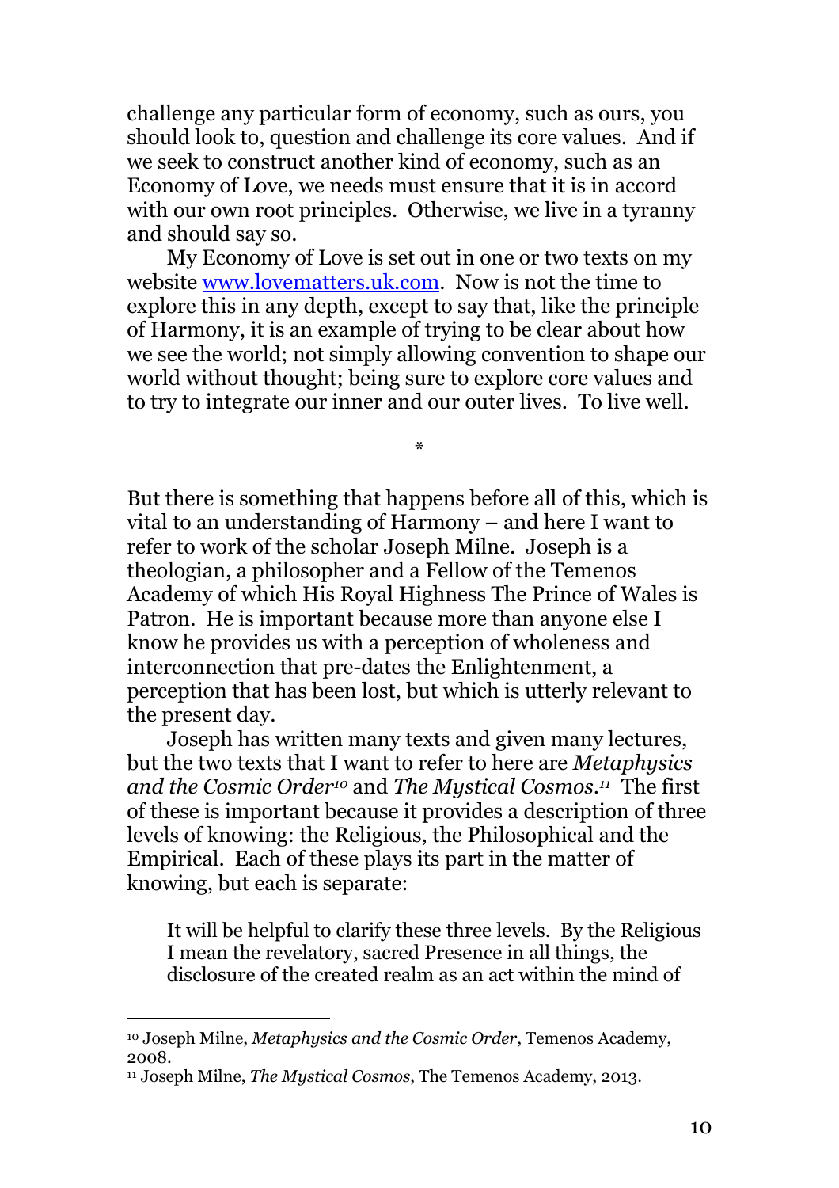challenge any particular form of economy, such as ours, you should look to, question and challenge its core values. And if we seek to construct another kind of economy, such as an Economy of Love, we needs must ensure that it is in accord with our own root principles. Otherwise, we live in a tyranny and should say so.

My Economy of Love is set out in one or two texts on my website [www.lovematters.uk.com](www.lovematters.uk.com). Now is not the time to explore this in any depth, except to say that, like the principle of Harmony, it is an example of trying to be clear about how we see the world; not simply allowing convention to shape our world without thought; being sure to explore core values and to try to integrate our inner and our outer lives. To live well.

*

But there is something that happens before all of this, which is vital to an understanding of Harmony – and here I want to refer to work of the scholar Joseph Milne. Joseph is a theologian, a philosopher and a Fellow of the Temenos Academy of which His Royal Highness The Prince of Wales is Patron. He is important because more than anyone else I know he provides us with a perception of wholeness and interconnection that pre-dates the Enlightenment, a perception that has been lost, but which is utterly relevant to the present day.

Joseph has written many texts and given many lectures, but the two texts that I want to refer to here are *Metaphysics and the Cosmic Order*[10] and *The Mystical Cosmos*.[11] The first of these is important because it provides a description of three levels of knowing: the Religious, the Philosophical and the Empirical. Each of these plays its part in the matter of knowing, but each is separate:

> It will be helpful to clarify these three levels. By the Religious I mean the revelatory, sacred Presence in all things, the disclosure of the created realm as an act within the mind of

[10] Joseph Milne, *Metaphysics and the Cosmic Order*, Temenos Academy, 2008.

[11] Joseph Milne, *The Mystical Cosmos*, The Temenos Academy, 2013.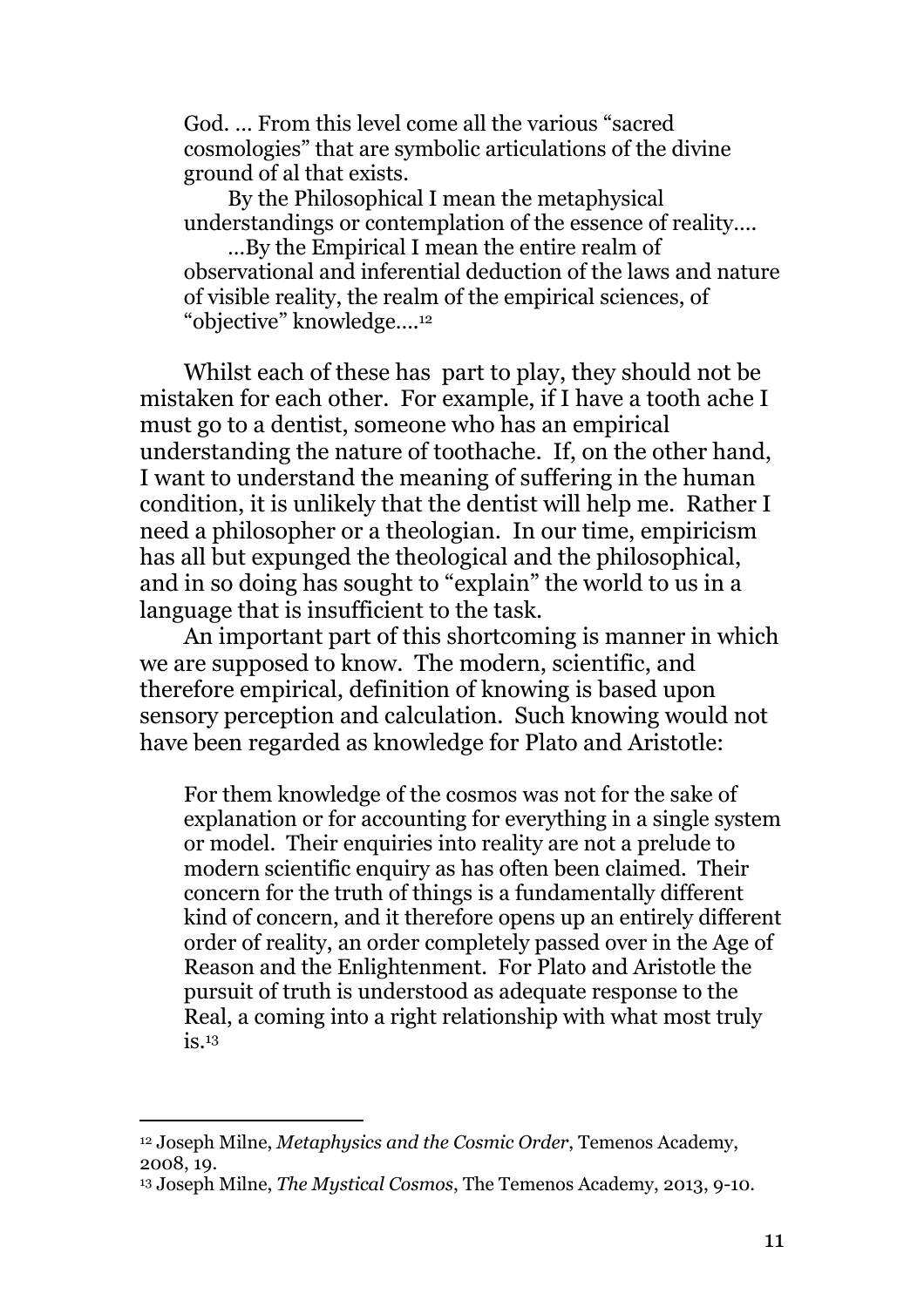> God. … From this level come all the various "sacred cosmologies" that are symbolic articulations of the divine ground of al that exists.
>
> By the Philosophical I mean the metaphysical understandings or contemplation of the essence of reality….
>
> …By the Empirical I mean the entire realm of observational and inferential deduction of the laws and nature of visible reality, the realm of the empirical sciences, of "objective" knowledge….[12]

Whilst each of these has  part to play, they should not be mistaken for each other. For example, if I have a tooth ache I must go to a dentist, someone who has an empirical understanding the nature of toothache. If, on the other hand, I want to understand the meaning of suffering in the human condition, it is unlikely that the dentist will help me. Rather I need a philosopher or a theologian. In our time, empiricism has all but expunged the theological and the philosophical, and in so doing has sought to "explain" the world to us in a language that is insufficient to the task.

An important part of this shortcoming is manner in which we are supposed to know. The modern, scientific, and therefore empirical, definition of knowing is based upon sensory perception and calculation. Such knowing would not have been regarded as knowledge for Plato and Aristotle:

> For them knowledge of the cosmos was not for the sake of explanation or for accounting for everything in a single system or model. Their enquiries into reality are not a prelude to modern scientific enquiry as has often been claimed. Their concern for the truth of things is a fundamentally different kind of concern, and it therefore opens up an entirely different order of reality, an order completely passed over in the Age of Reason and the Enlightenment. For Plato and Aristotle the pursuit of truth is understood as adequate response to the Real, a coming into a right relationship with what most truly is.[13]

---

[12] Joseph Milne, *Metaphysics and the Cosmic Order*, Temenos Academy, 2008, 19.

[13] Joseph Milne, *The Mystical Cosmos*, The Temenos Academy, 2013, 9-10.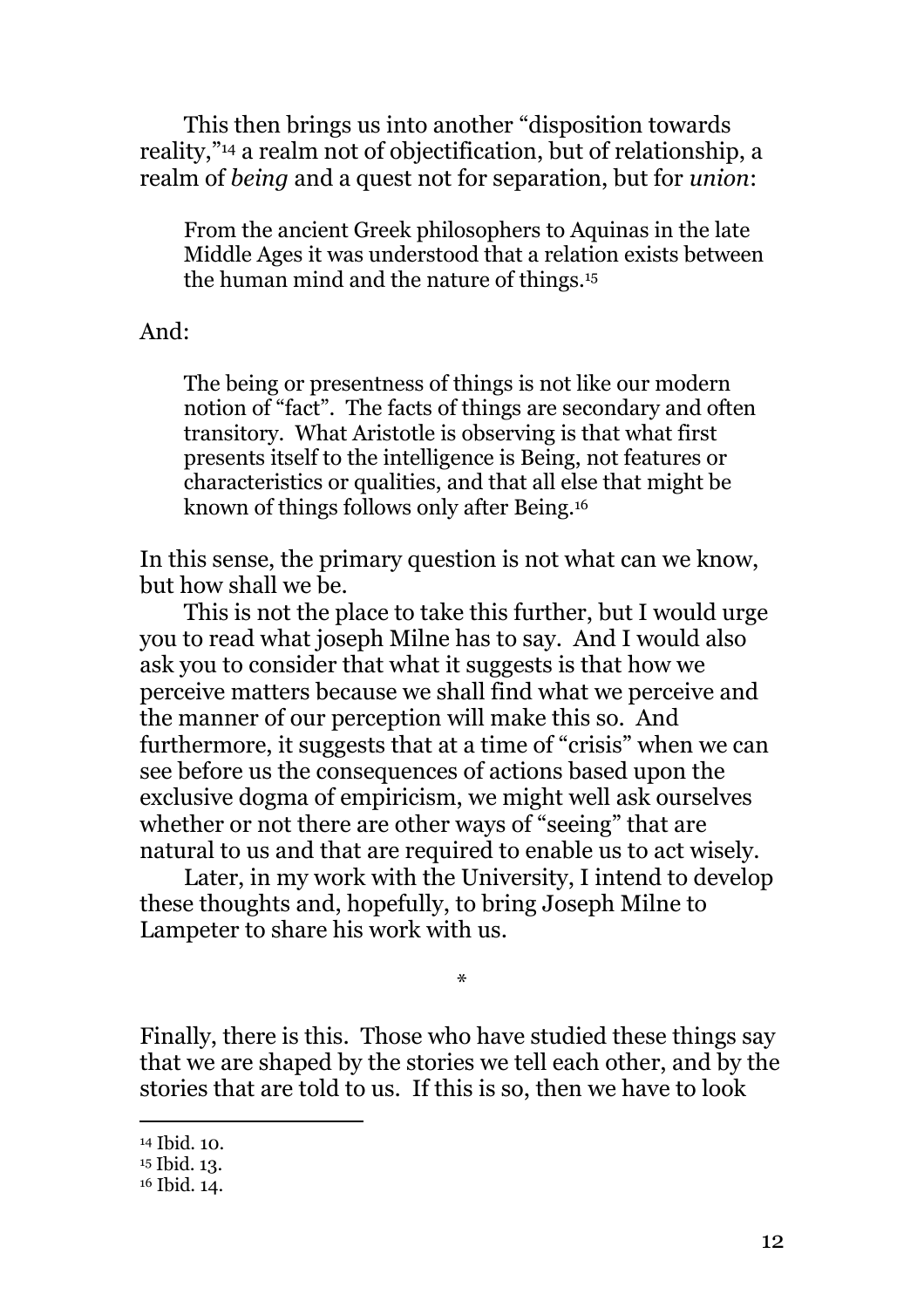This then brings us into another "disposition towards reality,"[14] a realm not of objectification, but of relationship, a realm of *being* and a quest not for separation, but for *union*:

> From the ancient Greek philosophers to Aquinas in the late Middle Ages it was understood that a relation exists between the human mind and the nature of things.[15]

And:

> The being or presentness of things is not like our modern notion of "fact". The facts of things are secondary and often transitory. What Aristotle is observing is that what first presents itself to the intelligence is Being, not features or characteristics or qualities, and that all else that might be known of things follows only after Being.[16]

In this sense, the primary question is not what can we know, but how shall we be.

This is not the place to take this further, but I would urge you to read what joseph Milne has to say. And I would also ask you to consider that what it suggests is that how we perceive matters because we shall find what we perceive and the manner of our perception will make this so. And furthermore, it suggests that at a time of "crisis" when we can see before us the consequences of actions based upon the exclusive dogma of empiricism, we might well ask ourselves whether or not there are other ways of "seeing" that are natural to us and that are required to enable us to act wisely.

Later, in my work with the University, I intend to develop these thoughts and, hopefully, to bring Joseph Milne to Lampeter to share his work with us.

*

Finally, there is this. Those who have studied these things say that we are shaped by the stories we tell each other, and by the stories that are told to us. If this is so, then we have to look

---

[14] Ibid. 10.

[15] Ibid. 13.

[16] Ibid. 14.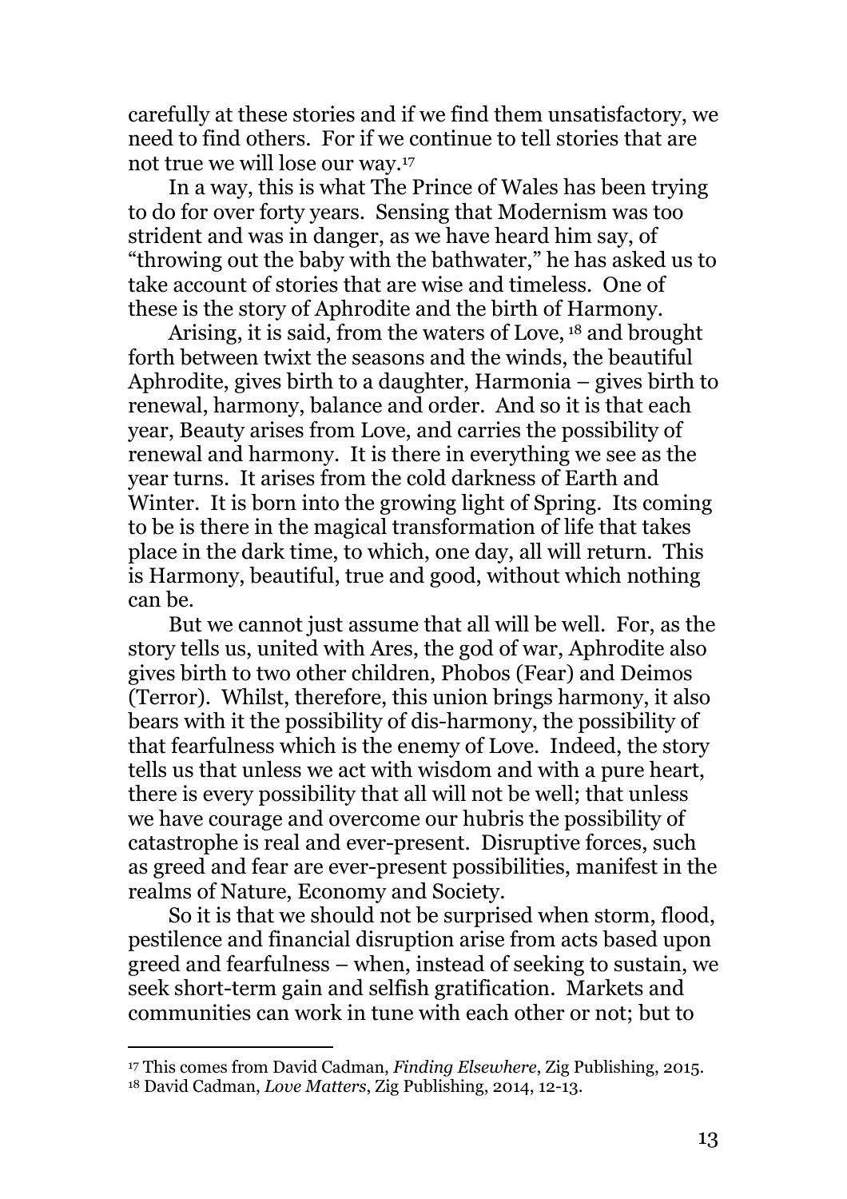carefully at these stories and if we find them unsatisfactory, we need to find others. For if we continue to tell stories that are not true we will lose our way.[17]

In a way, this is what The Prince of Wales has been trying to do for over forty years. Sensing that Modernism was too strident and was in danger, as we have heard him say, of "throwing out the baby with the bathwater," he has asked us to take account of stories that are wise and timeless. One of these is the story of Aphrodite and the birth of Harmony.

Arising, it is said, from the waters of Love, [18] and brought forth between twixt the seasons and the winds, the beautiful Aphrodite, gives birth to a daughter, Harmonia – gives birth to renewal, harmony, balance and order. And so it is that each year, Beauty arises from Love, and carries the possibility of renewal and harmony. It is there in everything we see as the year turns. It arises from the cold darkness of Earth and Winter. It is born into the growing light of Spring. Its coming to be is there in the magical transformation of life that takes place in the dark time, to which, one day, all will return. This is Harmony, beautiful, true and good, without which nothing can be.

But we cannot just assume that all will be well. For, as the story tells us, united with Ares, the god of war, Aphrodite also gives birth to two other children, Phobos (Fear) and Deimos (Terror). Whilst, therefore, this union brings harmony, it also bears with it the possibility of dis-harmony, the possibility of that fearfulness which is the enemy of Love. Indeed, the story tells us that unless we act with wisdom and with a pure heart, there is every possibility that all will not be well; that unless we have courage and overcome our hubris the possibility of catastrophe is real and ever-present. Disruptive forces, such as greed and fear are ever-present possibilities, manifest in the realms of Nature, Economy and Society.

So it is that we should not be surprised when storm, flood, pestilence and financial disruption arise from acts based upon greed and fearfulness – when, instead of seeking to sustain, we seek short-term gain and selfish gratification. Markets and communities can work in tune with each other or not; but to

---

[17] This comes from David Cadman, *Finding Elsewhere*, Zig Publishing, 2015.

[18] David Cadman, *Love Matters*, Zig Publishing, 2014, 12-13.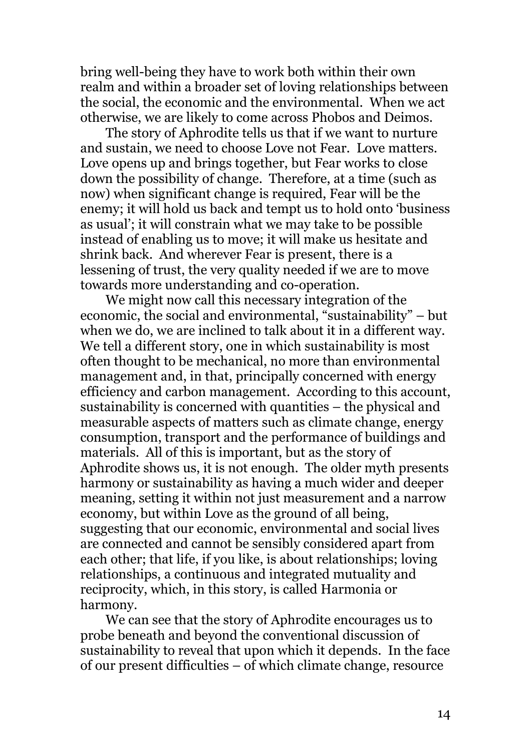bring well-being they have to work both within their own realm and within a broader set of loving relationships between the social, the economic and the environmental. When we act otherwise, we are likely to come across Phobos and Deimos.

The story of Aphrodite tells us that if we want to nurture and sustain, we need to choose Love not Fear. Love matters. Love opens up and brings together, but Fear works to close down the possibility of change. Therefore, at a time (such as now) when significant change is required, Fear will be the enemy; it will hold us back and tempt us to hold onto 'business as usual'; it will constrain what we may take to be possible instead of enabling us to move; it will make us hesitate and shrink back. And wherever Fear is present, there is a lessening of trust, the very quality needed if we are to move towards more understanding and co-operation.

We might now call this necessary integration of the economic, the social and environmental, "sustainability" – but when we do, we are inclined to talk about it in a different way. We tell a different story, one in which sustainability is most often thought to be mechanical, no more than environmental management and, in that, principally concerned with energy efficiency and carbon management. According to this account, sustainability is concerned with quantities – the physical and measurable aspects of matters such as climate change, energy consumption, transport and the performance of buildings and materials. All of this is important, but as the story of Aphrodite shows us, it is not enough. The older myth presents harmony or sustainability as having a much wider and deeper meaning, setting it within not just measurement and a narrow economy, but within Love as the ground of all being, suggesting that our economic, environmental and social lives are connected and cannot be sensibly considered apart from each other; that life, if you like, is about relationships; loving relationships, a continuous and integrated mutuality and reciprocity, which, in this story, is called Harmonia or harmony.

We can see that the story of Aphrodite encourages us to probe beneath and beyond the conventional discussion of sustainability to reveal that upon which it depends. In the face of our present difficulties – of which climate change, resource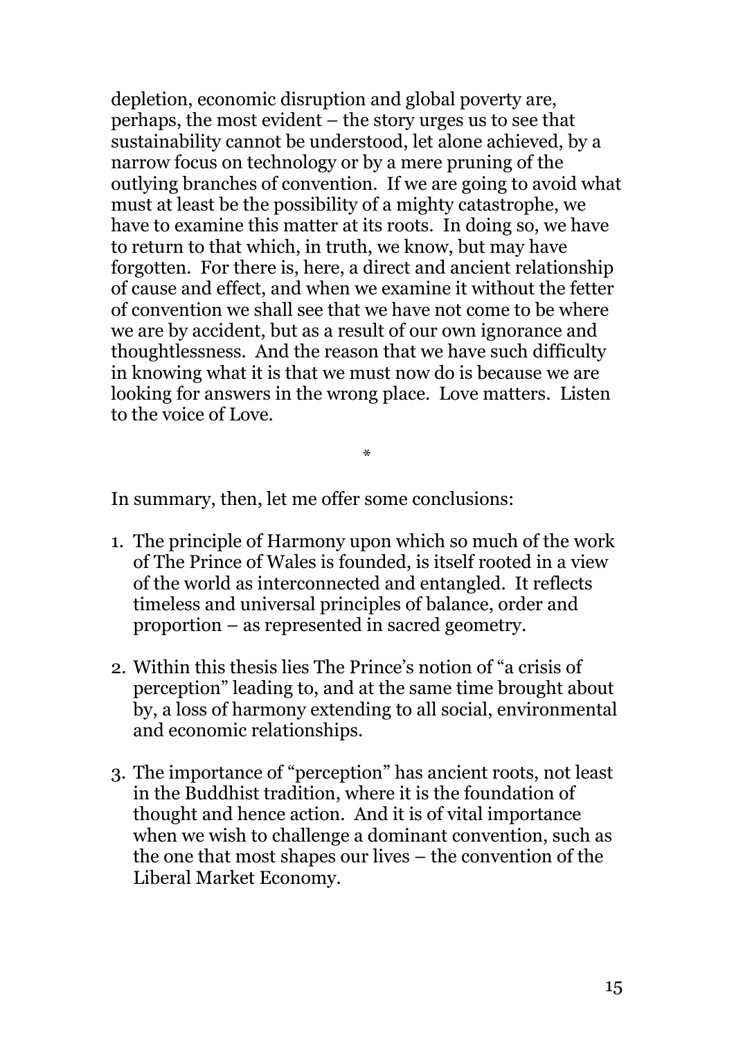depletion, economic disruption and global poverty are, perhaps, the most evident – the story urges us to see that sustainability cannot be understood, let alone achieved, by a narrow focus on technology or by a mere pruning of the outlying branches of convention. If we are going to avoid what must at least be the possibility of a mighty catastrophe, we have to examine this matter at its roots. In doing so, we have to return to that which, in truth, we know, but may have forgotten. For there is, here, a direct and ancient relationship of cause and effect, and when we examine it without the fetter of convention we shall see that we have not come to be where we are by accident, but as a result of our own ignorance and thoughtlessness. And the reason that we have such difficulty in knowing what it is that we must now do is because we are looking for answers in the wrong place. Love matters. Listen to the voice of Love.

*

In summary, then, let me offer some conclusions:

1. The principle of Harmony upon which so much of the work of The Prince of Wales is founded, is itself rooted in a view of the world as interconnected and entangled. It reflects timeless and universal principles of balance, order and proportion – as represented in sacred geometry.

2. Within this thesis lies The Prince's notion of "a crisis of perception" leading to, and at the same time brought about by, a loss of harmony extending to all social, environmental and economic relationships.

3. The importance of "perception" has ancient roots, not least in the Buddhist tradition, where it is the foundation of thought and hence action. And it is of vital importance when we wish to challenge a dominant convention, such as the one that most shapes our lives – the convention of the Liberal Market Economy.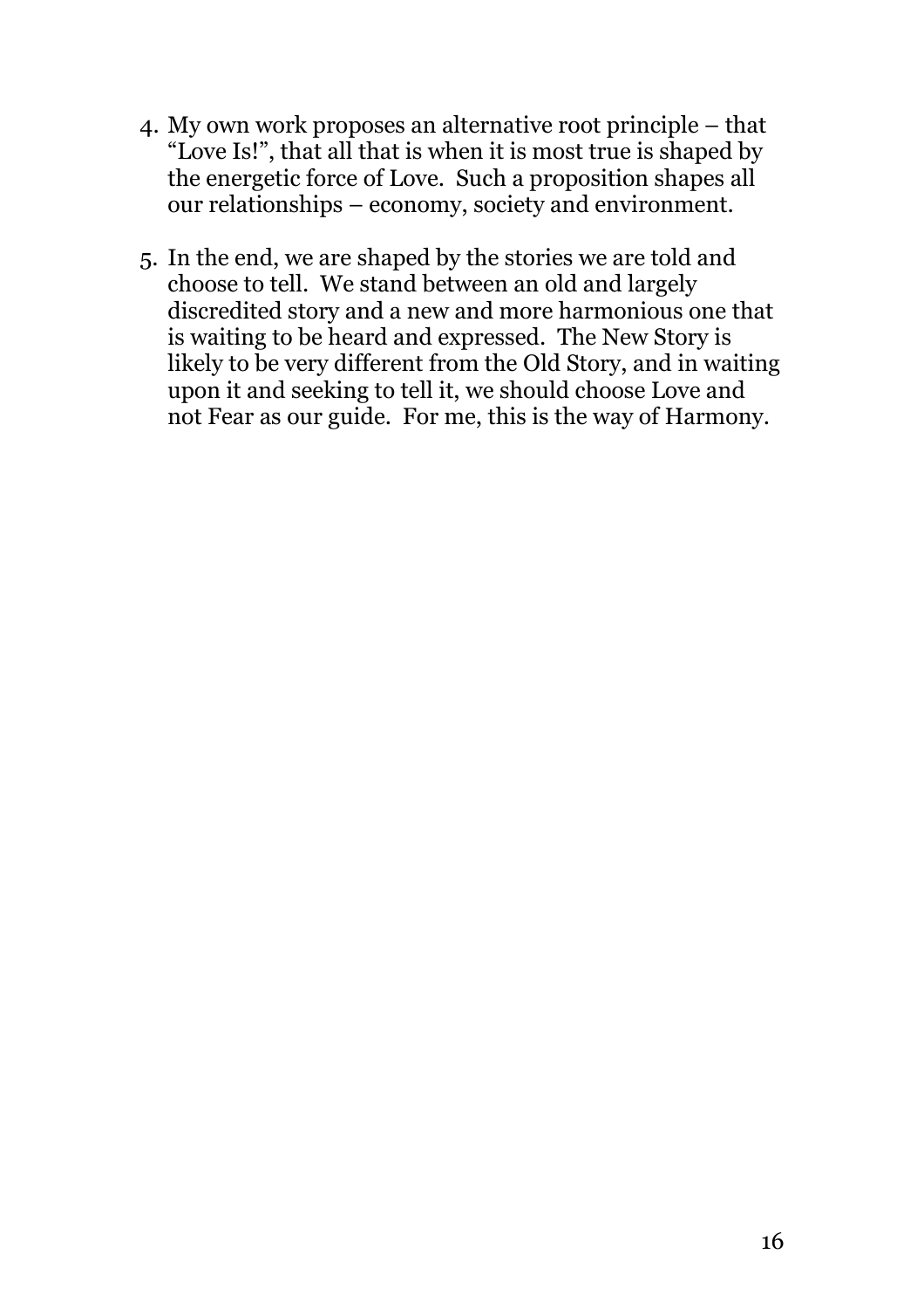4. My own work proposes an alternative root principle – that "Love Is!", that all that is when it is most true is shaped by the energetic force of Love. Such a proposition shapes all our relationships – economy, society and environment.

5. In the end, we are shaped by the stories we are told and choose to tell. We stand between an old and largely discredited story and a new and more harmonious one that is waiting to be heard and expressed. The New Story is likely to be very different from the Old Story, and in waiting upon it and seeking to tell it, we should choose Love and not Fear as our guide. For me, this is the way of Harmony.